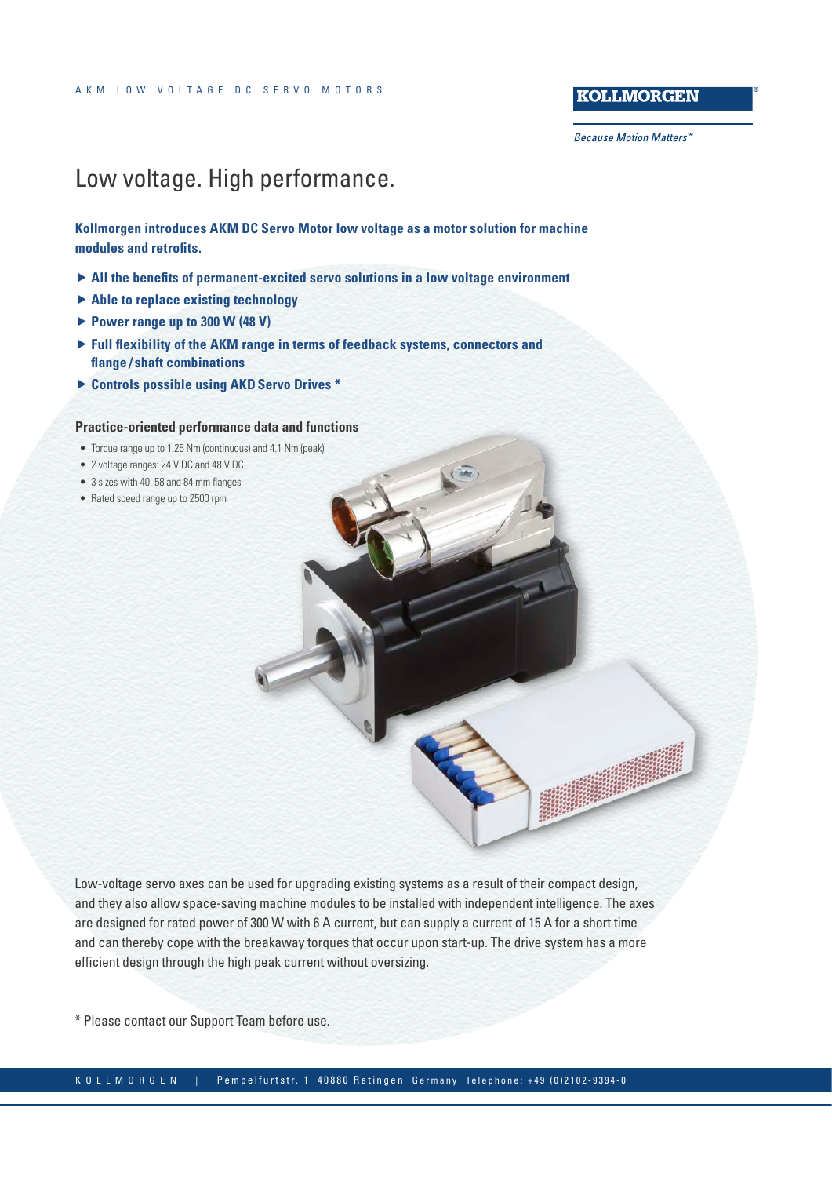AKM LOW VOLTAGE DC SERVO MOTORS

KOLLMORGEN

*Because Motion Matters™*

# Low voltage. High performance.

**Kollmorgen introduces AKM DC Servo Motor low voltage as a motor solution for machine modules and retrofits.**

- **All the benefits of permanent-excited servo solutions in a low voltage environment**
- **Able to replace existing technology**
- **Power range up to 300 W (48 V)**
- **Full flexibility of the AKM range in terms of feedback systems, connectors and flange/shaft combinations**
- **Controls possible using AKD Servo Drives ***

### Practice-oriented performance data and functions

- Torque range up to 1.25 Nm (continuous) and 4.1 Nm (peak)
- 2 voltage ranges: 24 V DC and 48 V DC
- 3 sizes with 40, 58 and 84 mm flanges
- Rated speed range up to 2500 rpm

Low-voltage servo axes can be used for upgrading existing systems as a result of their compact design, and they also allow space-saving machine modules to be installed with independent intelligence. The axes are designed for rated power of 300 W with 6 A current, but can supply a current of 15 A for a short time and can thereby cope with the breakaway torques that occur upon start-up. The drive system has a more efficient design through the high peak current without oversizing.

* Please contact our Support Team before use.

KOLLMORGEN | Pempelfurtstr. 1 40880 Ratingen Germany Telephone: +49 (0)2102-9394-0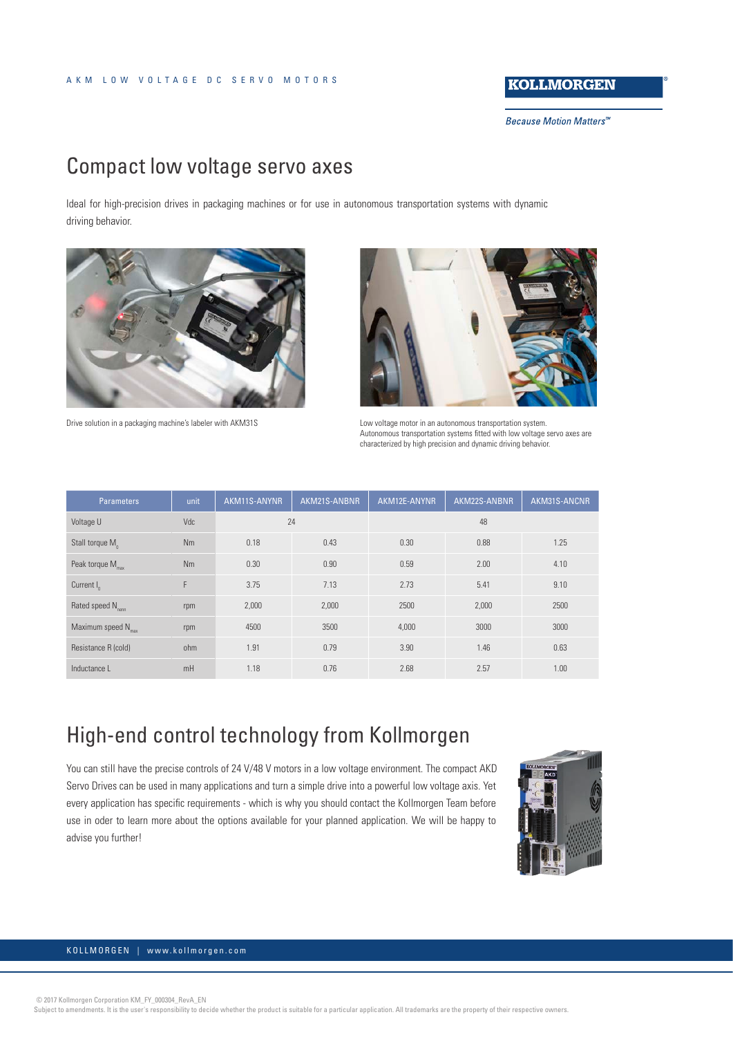# Compact low voltage servo axes

Ideal for high-precision drives in packaging machines or for use in autonomous transportation systems with dynamic driving behavior.

Drive solution in a packaging machine's labeler with AKM31S

Low voltage motor in an autonomous transportation system. Autonomous transportation systems fitted with low voltage servo axes are characterized by high precision and dynamic driving behavior.

| Parameters | unit | AKM11S-ANYNR | AKM21S-ANBNR | AKM12E-ANYNR | AKM22S-ANBNR | AKM31S-ANCNR |
|---|---|---|---|---|---|---|
| Voltage U | Vdc | 24 | | 48 | | |
| Stall torque $M_0$ | Nm | 0.18 | 0.43 | 0.30 | 0.88 | 1.25 |
| Peak torque $M_{max}$ | Nm | 0.30 | 0.90 | 0.59 | 2.00 | 4.10 |
| Current $I_0$ | F | 3.75 | 7.13 | 2.73 | 5.41 | 9.10 |
| Rated speed $N_{nenn}$ | rpm | 2,000 | 2,000 | 2500 | 2,000 | 2500 |
| Maximum speed $N_{max}$ | rpm | 4500 | 3500 | 4,000 | 3000 | 3000 |
| Resistance R (cold) | ohm | 1.91 | 0.79 | 3.90 | 1.46 | 0.63 |
| Inductance L | mH | 1.18 | 0.76 | 2.68 | 2.57 | 1.00 |

# High-end control technology from Kollmorgen

You can still have the precise controls of 24 V/48 V motors in a low voltage environment. The compact AKD Servo Drives can be used in many applications and turn a simple drive into a powerful low voltage axis. Yet every application has specific requirements - which is why you should contact the Kollmorgen Team before use in oder to learn more about the options available for your planned application. We will be happy to advise you further!

© 2017 Kollmorgen Corporation KM_FY_000304_RevA_EN
Subject to amendments. It is the user's responsibility to decide whether the product is suitable for a particular application. All trademarks are the property of their respective owners.